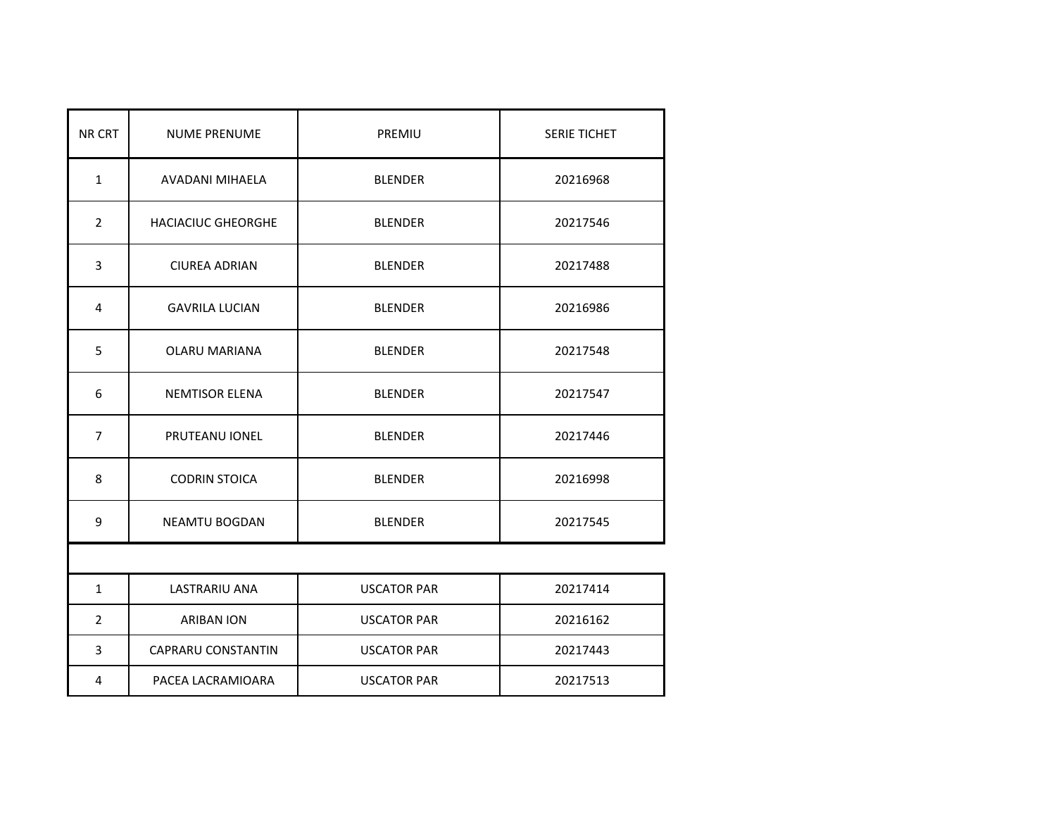| NR CRT | NUME PRENUME | PREMIU | SERIE TICHET |
| --- | --- | --- | --- |
| 1 | AVADANI MIHAELA | BLENDER | 20216968 |
| 2 | HACIACIUC GHEORGHE | BLENDER | 20217546 |
| 3 | CIUREA ADRIAN | BLENDER | 20217488 |
| 4 | GAVRILA LUCIAN | BLENDER | 20216986 |
| 5 | OLARU MARIANA | BLENDER | 20217548 |
| 6 | NEMTISOR ELENA | BLENDER | 20217547 |
| 7 | PRUTEANU IONEL | BLENDER | 20217446 |
| 8 | CODRIN STOICA | BLENDER | 20216998 |
| 9 | NEAMTU BOGDAN | BLENDER | 20217545 |
| | | | |
| 1 | LASTRARIU ANA | USCATOR PAR | 20217414 |
| 2 | ARIBAN ION | USCATOR PAR | 20216162 |
| 3 | CAPRARU CONSTANTIN | USCATOR PAR | 20217443 |
| 4 | PACEA LACRAMIOARA | USCATOR PAR | 20217513 |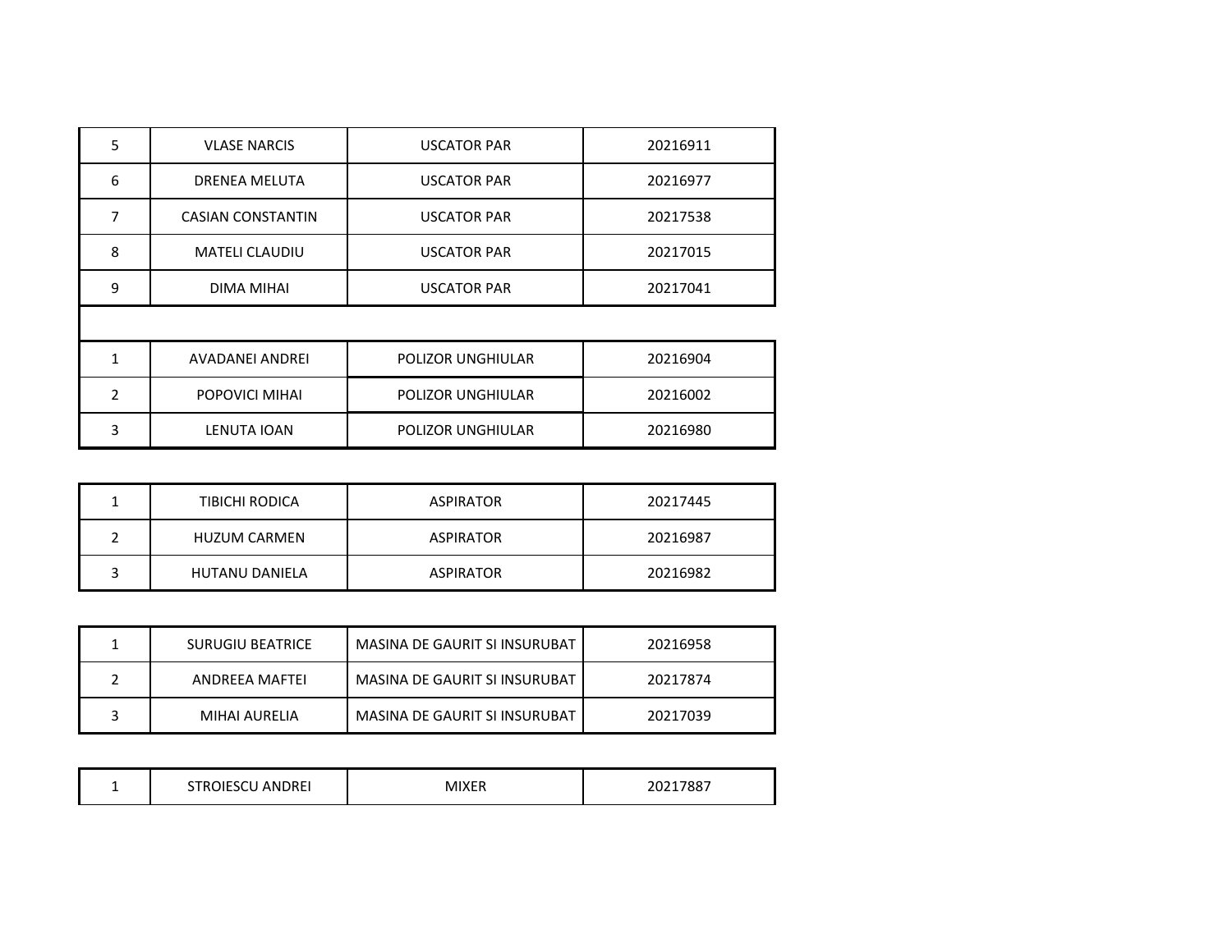| | | | |
|---|---|---|---|
| 5 | VLASE NARCIS | USCATOR PAR | 20216911 |
| 6 | DRENEA MELUTA | USCATOR PAR | 20216977 |
| 7 | CASIAN CONSTANTIN | USCATOR PAR | 20217538 |
| 8 | MATELI CLAUDIU | USCATOR PAR | 20217015 |
| 9 | DIMA MIHAI | USCATOR PAR | 20217041 |

| | | | |
|---|---|---|---|
| 1 | AVADANEI ANDREI | POLIZOR UNGHIULAR | 20216904 |
| 2 | POPOVICI MIHAI | POLIZOR UNGHIULAR | 20216002 |
| 3 | LENUTA IOAN | POLIZOR UNGHIULAR | 20216980 |

| | | | |
|---|---|---|---|
| 1 | TIBICHI RODICA | ASPIRATOR | 20217445 |
| 2 | HUZUM CARMEN | ASPIRATOR | 20216987 |
| 3 | HUTANU DANIELA | ASPIRATOR | 20216982 |

| | | | |
|---|---|---|---|
| 1 | SURUGIU BEATRICE | MASINA DE GAURIT SI INSURUBAT | 20216958 |
| 2 | ANDREEA MAFTEI | MASINA DE GAURIT SI INSURUBAT | 20217874 |
| 3 | MIHAI AURELIA | MASINA DE GAURIT SI INSURUBAT | 20217039 |

| | | | |
|---|---|---|---|
| 1 | STROIESCU ANDREI | MIXER | 20217887 |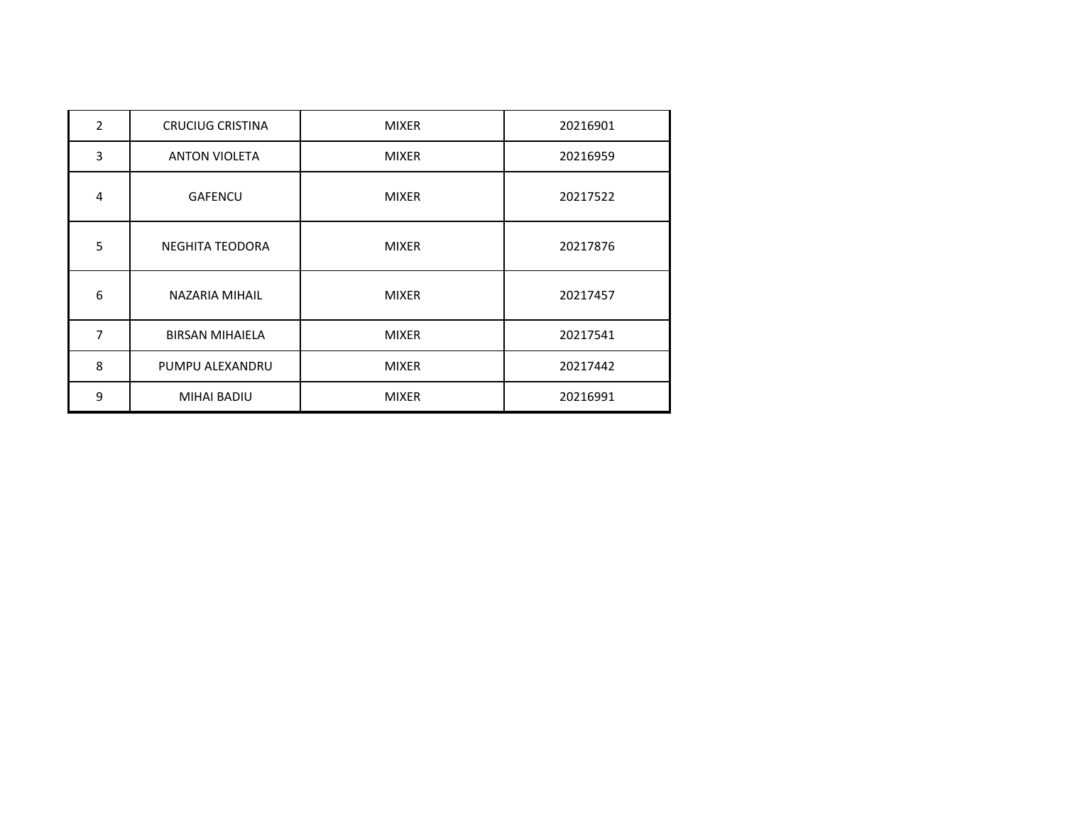| | | | |
|---|---|---|---|
| 2 | CRUCIUG CRISTINA | MIXER | 20216901 |
| 3 | ANTON VIOLETA | MIXER | 20216959 |
| 4 | GAFENCU | MIXER | 20217522 |
| 5 | NEGHITA TEODORA | MIXER | 20217876 |
| 6 | NAZARIA MIHAIL | MIXER | 20217457 |
| 7 | BIRSAN MIHAIELA | MIXER | 20217541 |
| 8 | PUMPU ALEXANDRU | MIXER | 20217442 |
| 9 | MIHAI BADIU | MIXER | 20216991 |